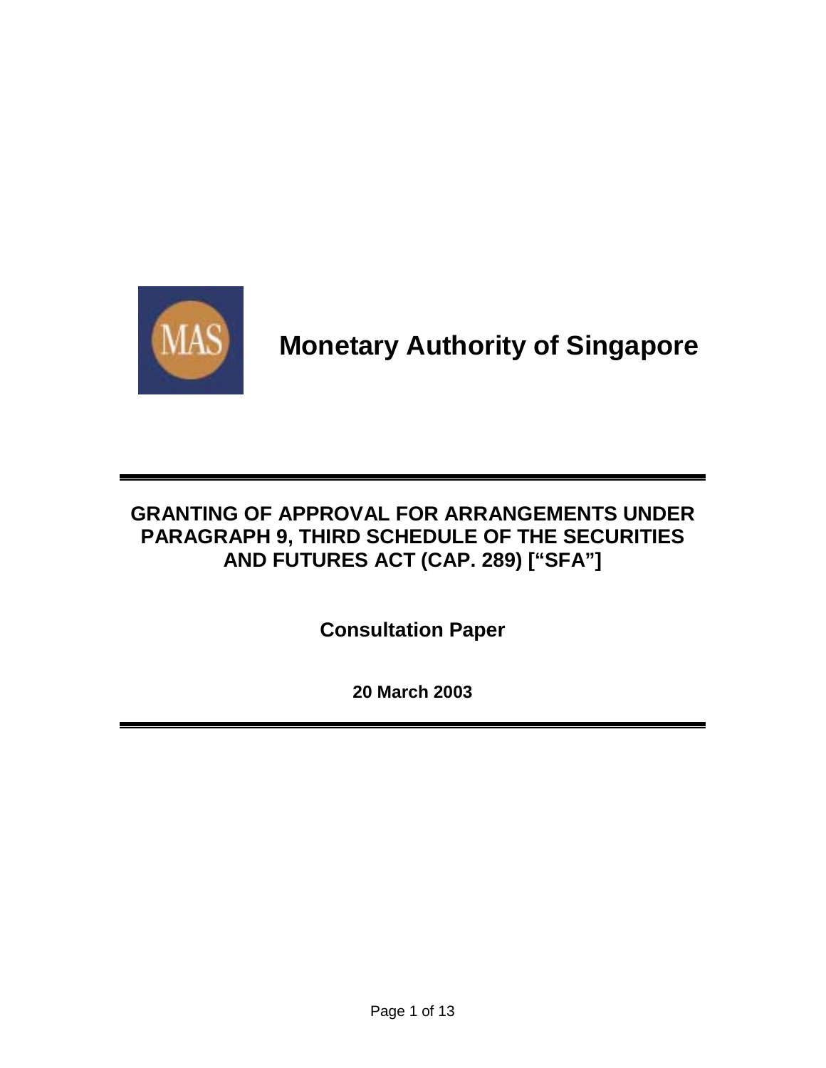# Monetary Authority of Singapore

---

## GRANTING OF APPROVAL FOR ARRANGEMENTS UNDER PARAGRAPH 9, THIRD SCHEDULE OF THE SECURITIES AND FUTURES ACT (CAP. 289) [“SFA”]

**Consultation Paper**

**20 March 2003**

---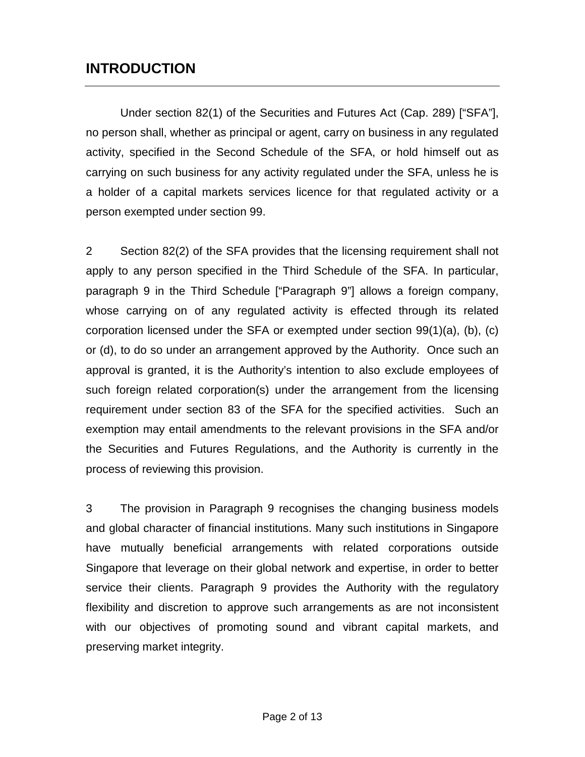## INTRODUCTION

Under section 82(1) of the Securities and Futures Act (Cap. 289) ["SFA"], no person shall, whether as principal or agent, carry on business in any regulated activity, specified in the Second Schedule of the SFA, or hold himself out as carrying on such business for any activity regulated under the SFA, unless he is a holder of a capital markets services licence for that regulated activity or a person exempted under section 99.

2 Section 82(2) of the SFA provides that the licensing requirement shall not apply to any person specified in the Third Schedule of the SFA. In particular, paragraph 9 in the Third Schedule ["Paragraph 9"] allows a foreign company, whose carrying on of any regulated activity is effected through its related corporation licensed under the SFA or exempted under section 99(1)(a), (b), (c) or (d), to do so under an arrangement approved by the Authority. Once such an approval is granted, it is the Authority's intention to also exclude employees of such foreign related corporation(s) under the arrangement from the licensing requirement under section 83 of the SFA for the specified activities. Such an exemption may entail amendments to the relevant provisions in the SFA and/or the Securities and Futures Regulations, and the Authority is currently in the process of reviewing this provision.

3 The provision in Paragraph 9 recognises the changing business models and global character of financial institutions. Many such institutions in Singapore have mutually beneficial arrangements with related corporations outside Singapore that leverage on their global network and expertise, in order to better service their clients. Paragraph 9 provides the Authority with the regulatory flexibility and discretion to approve such arrangements as are not inconsistent with our objectives of promoting sound and vibrant capital markets, and preserving market integrity.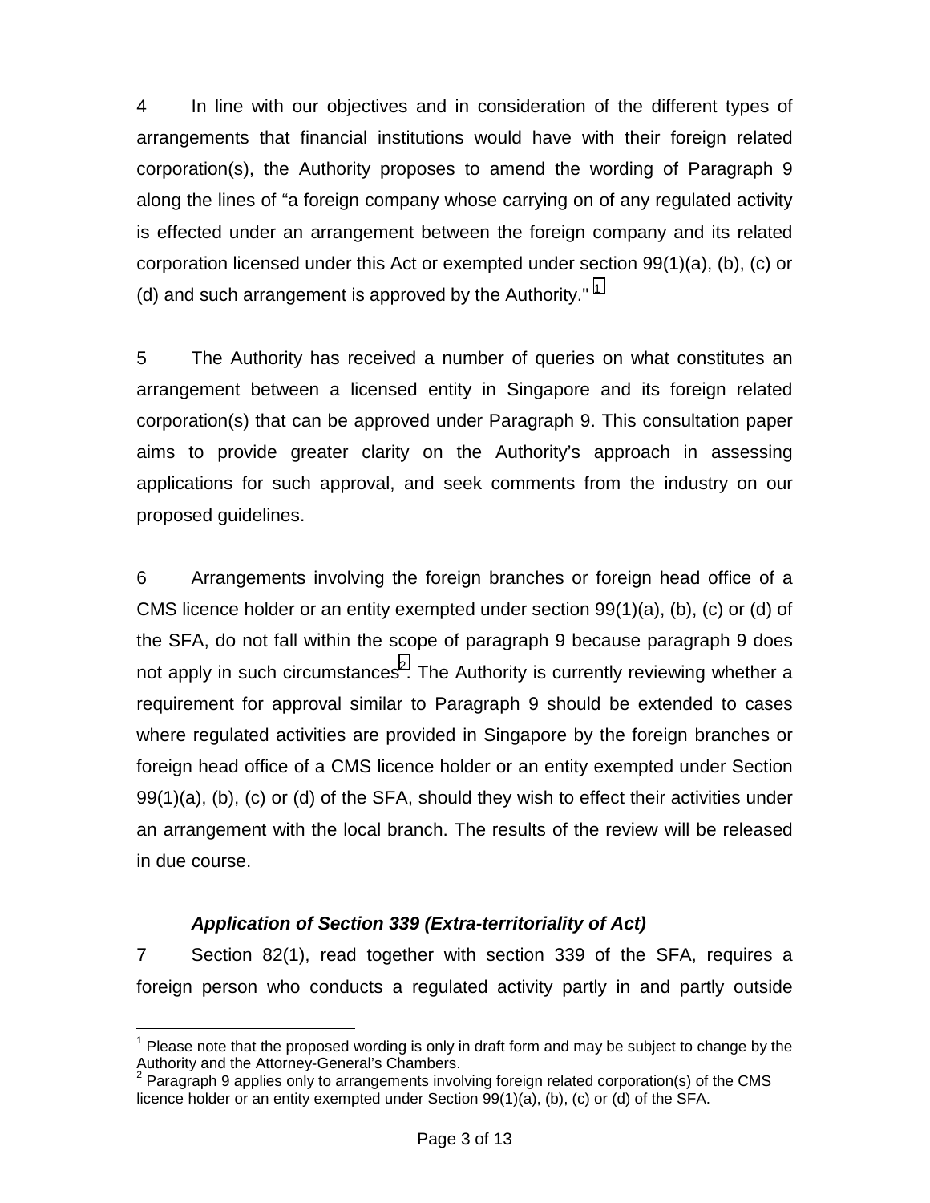4 In line with our objectives and in consideration of the different types of arrangements that financial institutions would have with their foreign related corporation(s), the Authority proposes to amend the wording of Paragraph 9 along the lines of "a foreign company whose carrying on of any regulated activity is effected under an arrangement between the foreign company and its related corporation licensed under this Act or exempted under section 99(1)(a), (b), (c) or (d) and such arrangement is approved by the Authority." [1]

5 The Authority has received a number of queries on what constitutes an arrangement between a licensed entity in Singapore and its foreign related corporation(s) that can be approved under Paragraph 9. This consultation paper aims to provide greater clarity on the Authority's approach in assessing applications for such approval, and seek comments from the industry on our proposed guidelines.

6 Arrangements involving the foreign branches or foreign head office of a CMS licence holder or an entity exempted under section 99(1)(a), (b), (c) or (d) of the SFA, do not fall within the scope of paragraph 9 because paragraph 9 does not apply in such circumstances[2]. The Authority is currently reviewing whether a requirement for approval similar to Paragraph 9 should be extended to cases where regulated activities are provided in Singapore by the foreign branches or foreign head office of a CMS licence holder or an entity exempted under Section 99(1)(a), (b), (c) or (d) of the SFA, should they wish to effect their activities under an arrangement with the local branch. The results of the review will be released in due course.

***Application of Section 339 (Extra-territoriality of Act)***

7 Section 82(1), read together with section 339 of the SFA, requires a foreign person who conducts a regulated activity partly in and partly outside

---

[1] Please note that the proposed wording is only in draft form and may be subject to change by the Authority and the Attorney-General's Chambers.

[2] Paragraph 9 applies only to arrangements involving foreign related corporation(s) of the CMS licence holder or an entity exempted under Section 99(1)(a), (b), (c) or (d) of the SFA.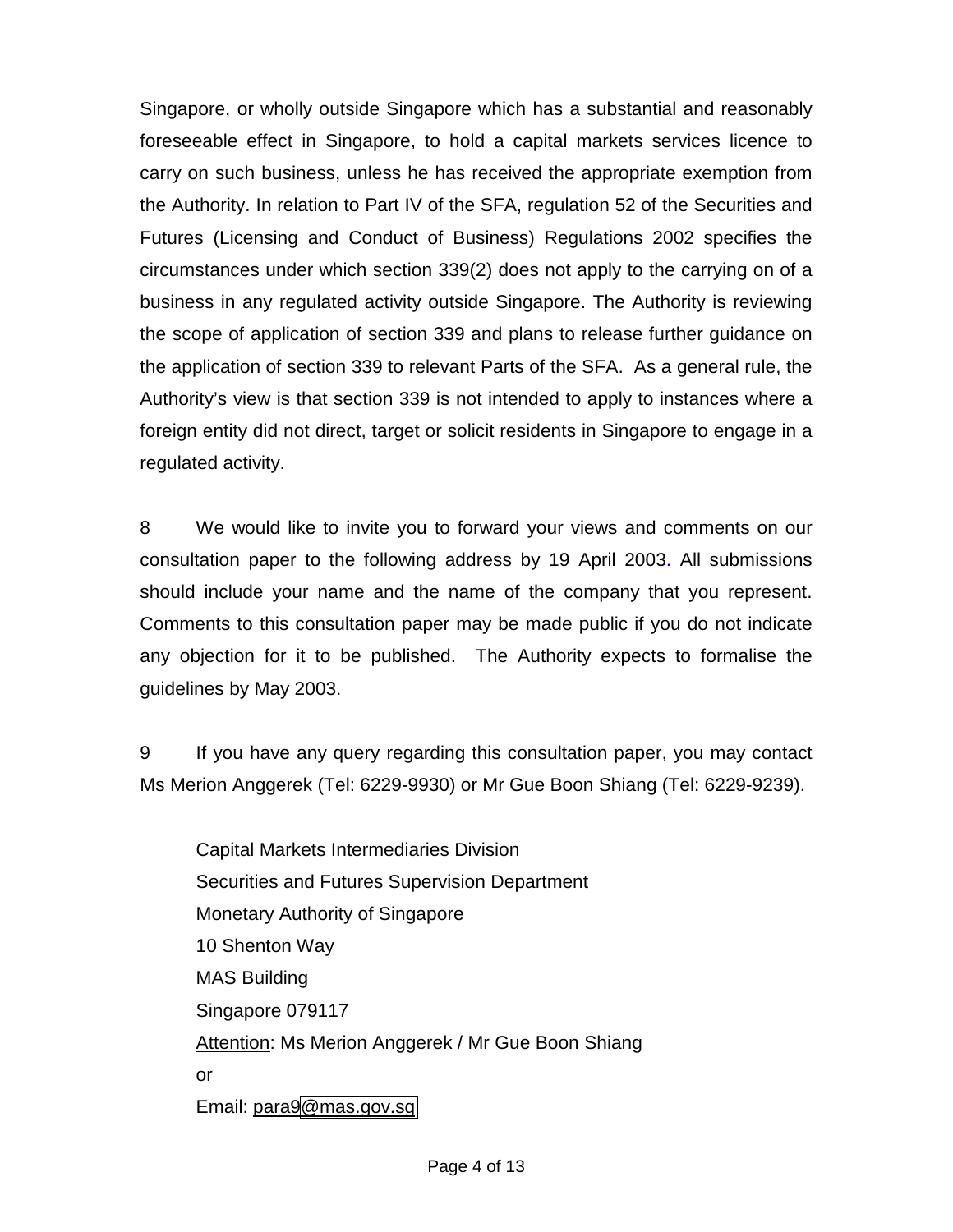Singapore, or wholly outside Singapore which has a substantial and reasonably foreseeable effect in Singapore, to hold a capital markets services licence to carry on such business, unless he has received the appropriate exemption from the Authority. In relation to Part IV of the SFA, regulation 52 of the Securities and Futures (Licensing and Conduct of Business) Regulations 2002 specifies the circumstances under which section 339(2) does not apply to the carrying on of a business in any regulated activity outside Singapore. The Authority is reviewing the scope of application of section 339 and plans to release further guidance on the application of section 339 to relevant Parts of the SFA. As a general rule, the Authority's view is that section 339 is not intended to apply to instances where a foreign entity did not direct, target or solicit residents in Singapore to engage in a regulated activity.

8 We would like to invite you to forward your views and comments on our consultation paper to the following address by 19 April 2003. All submissions should include your name and the name of the company that you represent. Comments to this consultation paper may be made public if you do not indicate any objection for it to be published. The Authority expects to formalise the guidelines by May 2003.

9 If you have any query regarding this consultation paper, you may contact Ms Merion Anggerek (Tel: 6229-9930) or Mr Gue Boon Shiang (Tel: 6229-9239).

> Capital Markets Intermediaries Division
> Securities and Futures Supervision Department
> Monetary Authority of Singapore
> 10 Shenton Way
> MAS Building
> Singapore 079117
> Attention: Ms Merion Anggerek / Mr Gue Boon Shiang
> or
> Email: para9@mas.gov.sg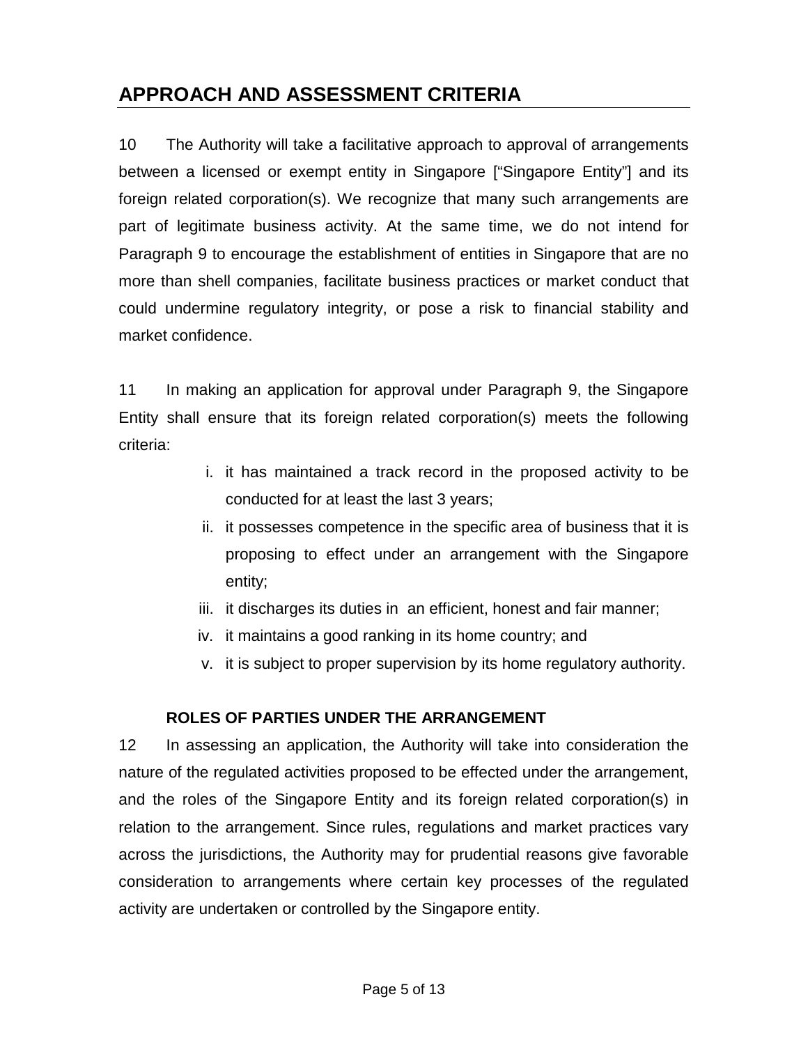## APPROACH AND ASSESSMENT CRITERIA

10 The Authority will take a facilitative approach to approval of arrangements between a licensed or exempt entity in Singapore ["Singapore Entity"] and its foreign related corporation(s). We recognize that many such arrangements are part of legitimate business activity. At the same time, we do not intend for Paragraph 9 to encourage the establishment of entities in Singapore that are no more than shell companies, facilitate business practices or market conduct that could undermine regulatory integrity, or pose a risk to financial stability and market confidence.

11 In making an application for approval under Paragraph 9, the Singapore Entity shall ensure that its foreign related corporation(s) meets the following criteria:

i. it has maintained a track record in the proposed activity to be conducted for at least the last 3 years;
ii. it possesses competence in the specific area of business that it is proposing to effect under an arrangement with the Singapore entity;
iii. it discharges its duties in an efficient, honest and fair manner;
iv. it maintains a good ranking in its home country; and
v. it is subject to proper supervision by its home regulatory authority.

### ROLES OF PARTIES UNDER THE ARRANGEMENT

12 In assessing an application, the Authority will take into consideration the nature of the regulated activities proposed to be effected under the arrangement, and the roles of the Singapore Entity and its foreign related corporation(s) in relation to the arrangement. Since rules, regulations and market practices vary across the jurisdictions, the Authority may for prudential reasons give favorable consideration to arrangements where certain key processes of the regulated activity are undertaken or controlled by the Singapore entity.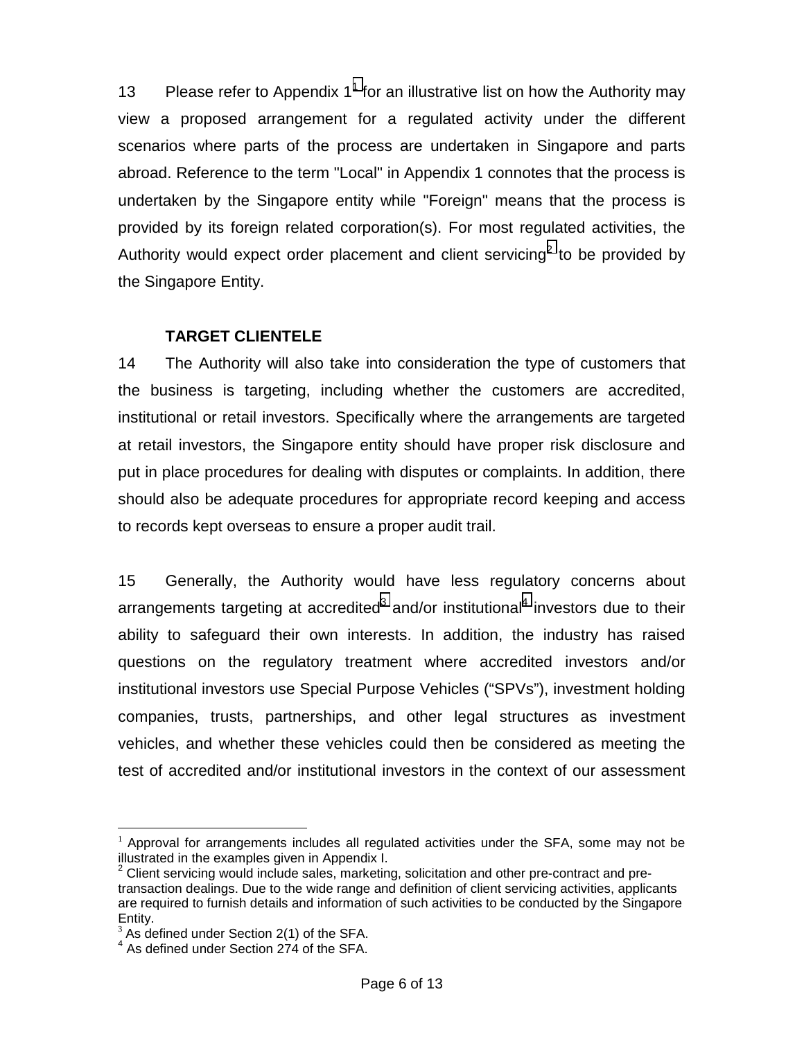13 Please refer to Appendix 1[1] for an illustrative list on how the Authority may view a proposed arrangement for a regulated activity under the different scenarios where parts of the process are undertaken in Singapore and parts abroad. Reference to the term "Local" in Appendix 1 connotes that the process is undertaken by the Singapore entity while "Foreign" means that the process is provided by its foreign related corporation(s). For most regulated activities, the Authority would expect order placement and client servicing[2] to be provided by the Singapore Entity.

**TARGET CLIENTELE**

14 The Authority will also take into consideration the type of customers that the business is targeting, including whether the customers are accredited, institutional or retail investors. Specifically where the arrangements are targeted at retail investors, the Singapore entity should have proper risk disclosure and put in place procedures for dealing with disputes or complaints. In addition, there should also be adequate procedures for appropriate record keeping and access to records kept overseas to ensure a proper audit trail.

15 Generally, the Authority would have less regulatory concerns about arrangements targeting at accredited[3] and/or institutional[4] investors due to their ability to safeguard their own interests. In addition, the industry has raised questions on the regulatory treatment where accredited investors and/or institutional investors use Special Purpose Vehicles ("SPVs"), investment holding companies, trusts, partnerships, and other legal structures as investment vehicles, and whether these vehicles could then be considered as meeting the test of accredited and/or institutional investors in the context of our assessment

---

[1] Approval for arrangements includes all regulated activities under the SFA, some may not be illustrated in the examples given in Appendix I.

[2] Client servicing would include sales, marketing, solicitation and other pre-contract and pre-transaction dealings. Due to the wide range and definition of client servicing activities, applicants are required to furnish details and information of such activities to be conducted by the Singapore Entity.

[3] As defined under Section 2(1) of the SFA.

[4] As defined under Section 274 of the SFA.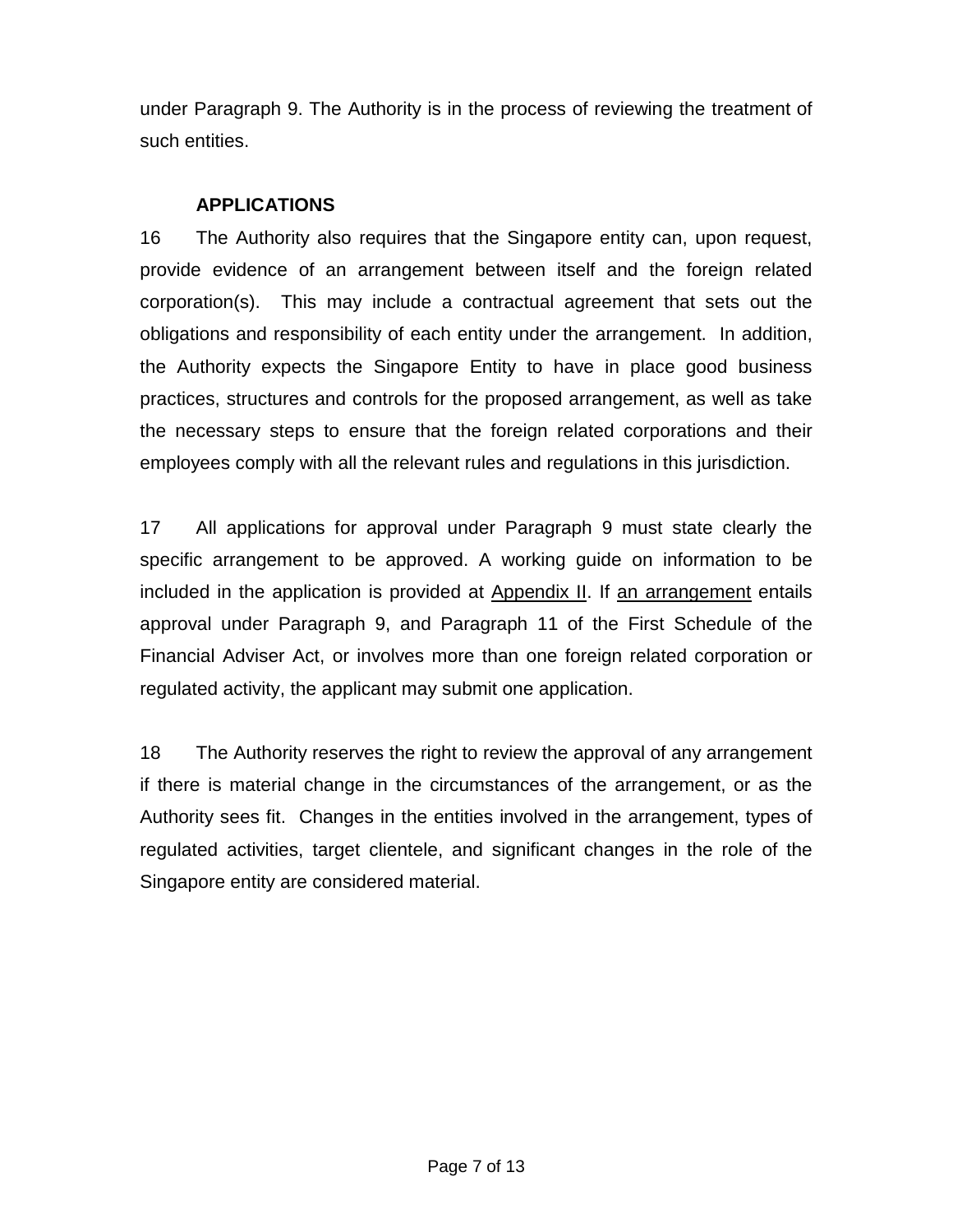under Paragraph 9. The Authority is in the process of reviewing the treatment of such entities.

**APPLICATIONS**

16 The Authority also requires that the Singapore entity can, upon request, provide evidence of an arrangement between itself and the foreign related corporation(s). This may include a contractual agreement that sets out the obligations and responsibility of each entity under the arrangement. In addition, the Authority expects the Singapore Entity to have in place good business practices, structures and controls for the proposed arrangement, as well as take the necessary steps to ensure that the foreign related corporations and their employees comply with all the relevant rules and regulations in this jurisdiction.

17 All applications for approval under Paragraph 9 must state clearly the specific arrangement to be approved. A working guide on information to be included in the application is provided at Appendix II. If an arrangement entails approval under Paragraph 9, and Paragraph 11 of the First Schedule of the Financial Adviser Act, or involves more than one foreign related corporation or regulated activity, the applicant may submit one application.

18 The Authority reserves the right to review the approval of any arrangement if there is material change in the circumstances of the arrangement, or as the Authority sees fit. Changes in the entities involved in the arrangement, types of regulated activities, target clientele, and significant changes in the role of the Singapore entity are considered material.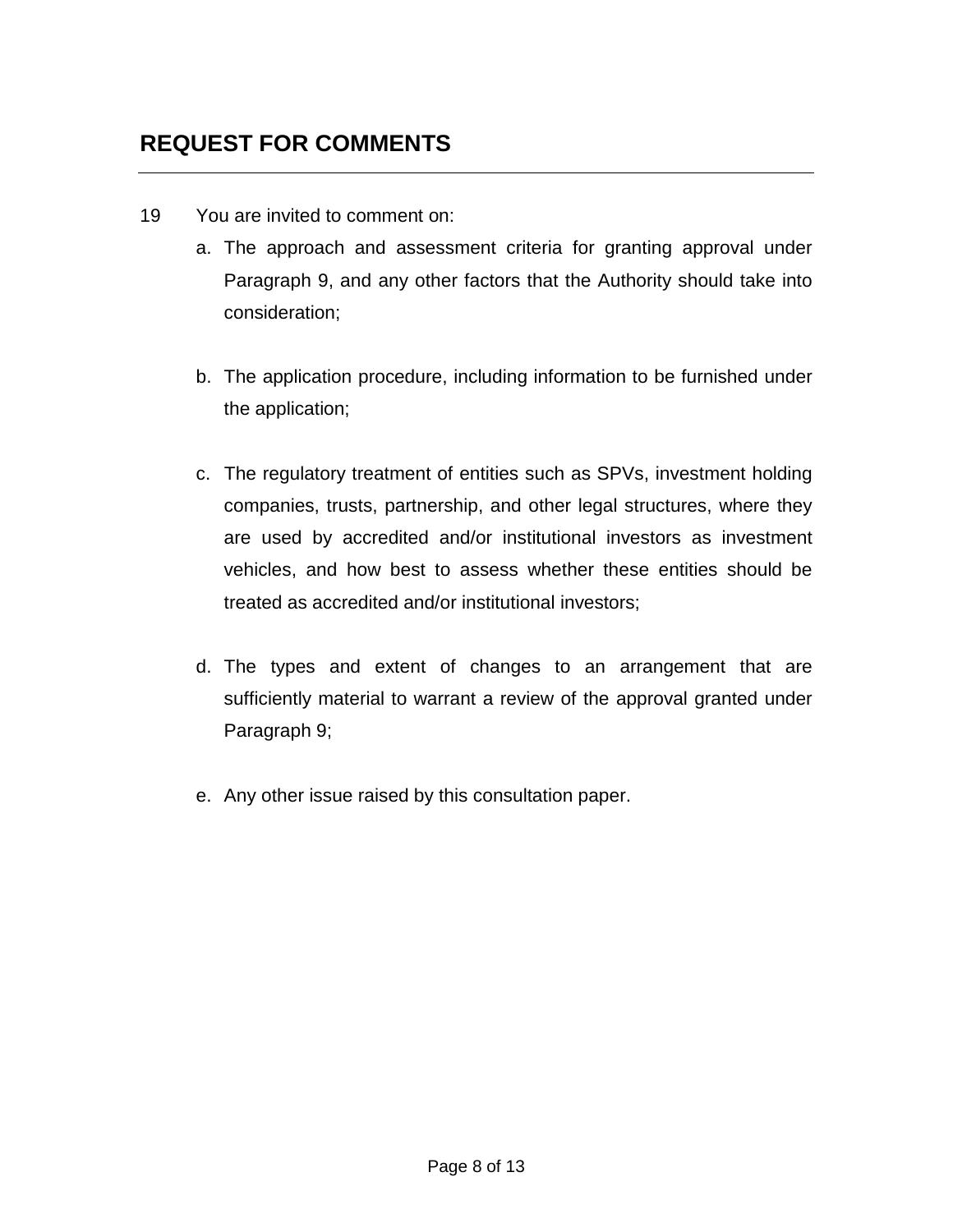## REQUEST FOR COMMENTS

19 You are invited to comment on:

a. The approach and assessment criteria for granting approval under Paragraph 9, and any other factors that the Authority should take into consideration;

b. The application procedure, including information to be furnished under the application;

c. The regulatory treatment of entities such as SPVs, investment holding companies, trusts, partnership, and other legal structures, where they are used by accredited and/or institutional investors as investment vehicles, and how best to assess whether these entities should be treated as accredited and/or institutional investors;

d. The types and extent of changes to an arrangement that are sufficiently material to warrant a review of the approval granted under Paragraph 9;

e. Any other issue raised by this consultation paper.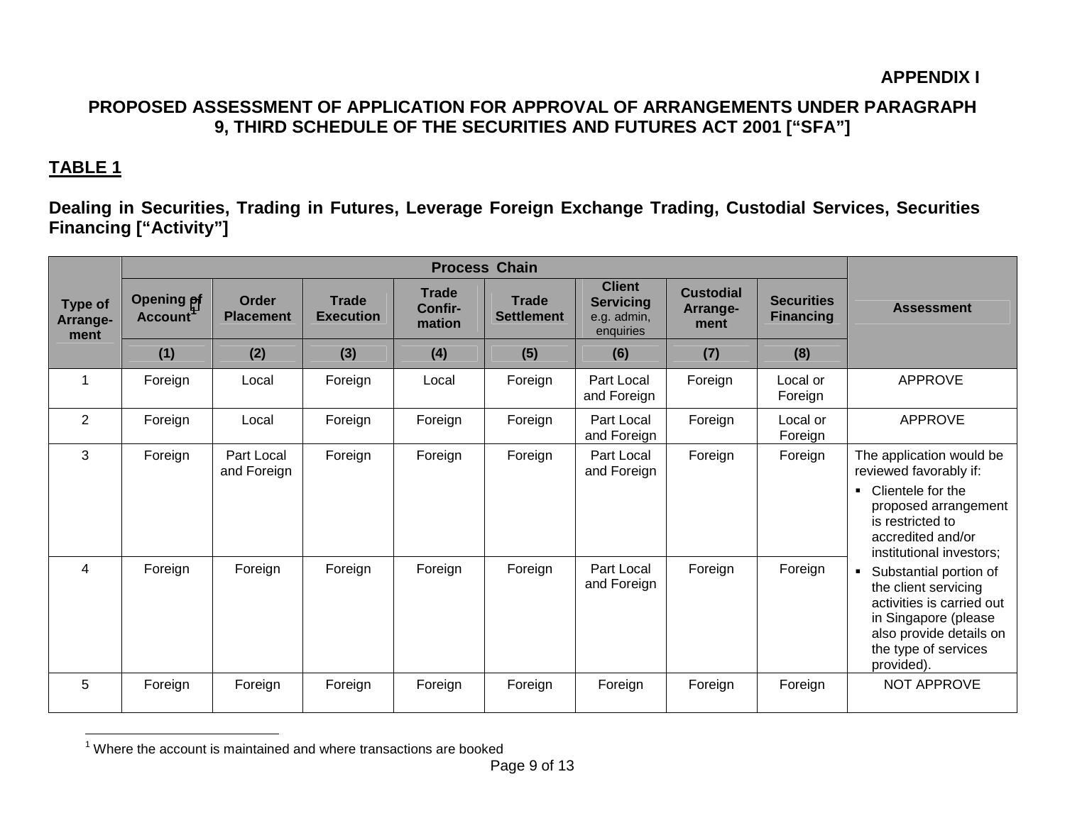**APPENDIX I**

## PROPOSED ASSESSMENT OF APPLICATION FOR APPROVAL OF ARRANGEMENTS UNDER PARAGRAPH 9, THIRD SCHEDULE OF THE SECURITIES AND FUTURES ACT 2001 [“SFA”]

### TABLE 1

**Dealing in Securities, Trading in Futures, Leverage Foreign Exchange Trading, Custodial Services, Securities Financing [“Activity”]**

| Type of Arrange-ment | Process Chain | | | | | | | | Assessment |
|---|---|---|---|---|---|---|---|---|---|
| | Opening of Account[1] | Order Placement | Trade Execution | Trade Confir-mation | Trade Settlement | Client Servicing e.g. admin, enquiries | Custodial Arrange-ment | Securities Financing | |
| | (1) | (2) | (3) | (4) | (5) | (6) | (7) | (8) | |
| 1 | Foreign | Local | Foreign | Local | Foreign | Part Local and Foreign | Foreign | Local or Foreign | APPROVE |
| 2 | Foreign | Local | Foreign | Foreign | Foreign | Part Local and Foreign | Foreign | Local or Foreign | APPROVE |
| 3 | Foreign | Part Local and Foreign | Foreign | Foreign | Foreign | Part Local and Foreign | Foreign | Foreign | The application would be reviewed favorably if: ▪ Clientele for the proposed arrangement is restricted to accredited and/or institutional investors; ▪ Substantial portion of the client servicing activities is carried out in Singapore (please also provide details on the type of services provided). |
| 4 | Foreign | Foreign | Foreign | Foreign | Foreign | Part Local and Foreign | Foreign | Foreign | |
| 5 | Foreign | Foreign | Foreign | Foreign | Foreign | Foreign | Foreign | Foreign | NOT APPROVE |

[1] Where the account is maintained and where transactions are booked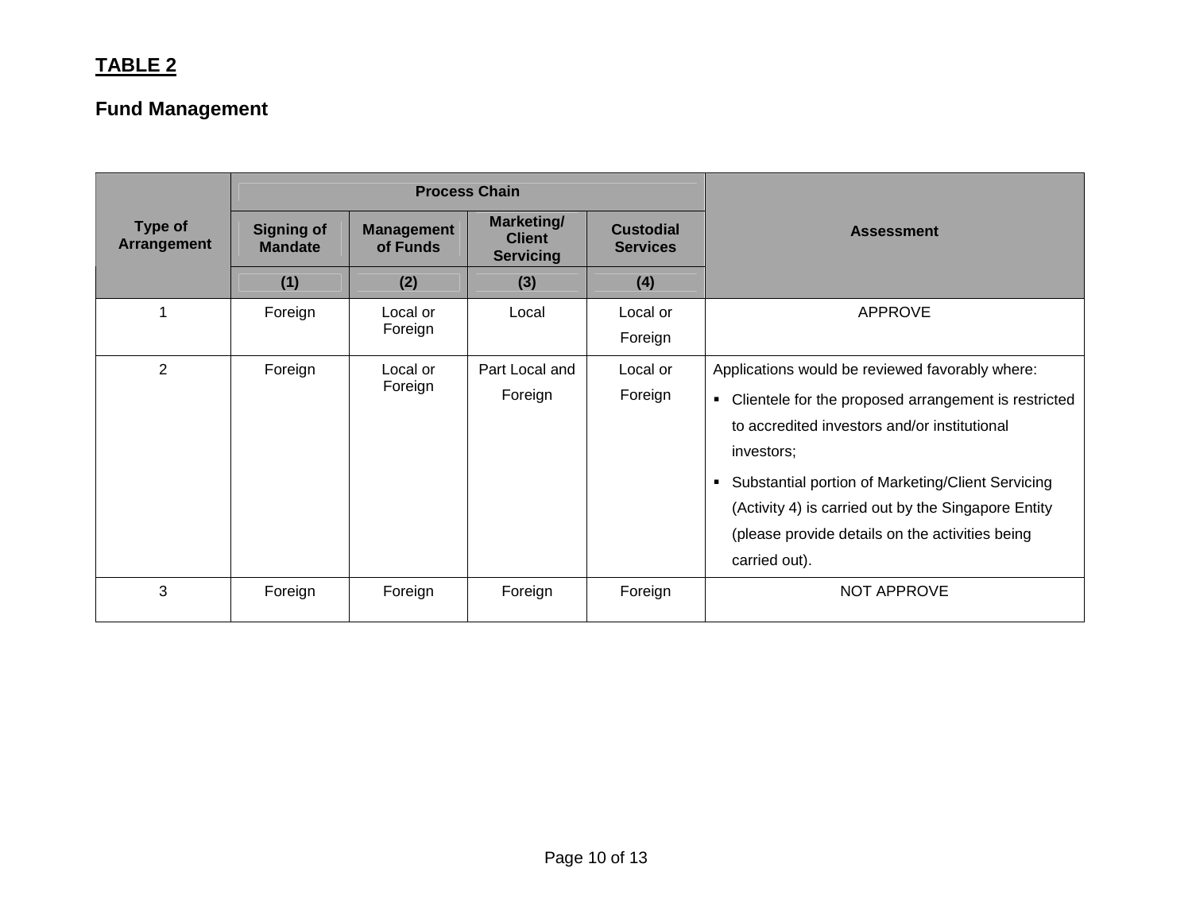**TABLE 2**

## Fund Management

| Type of Arrangement | Process Chain | | | | Assessment |
|---|---|---|---|---|---|
| | Signing of Mandate | Management of Funds | Marketing/ Client Servicing | Custodial Services | |
| | (1) | (2) | (3) | (4) | |
| 1 | Foreign | Local or Foreign | Local | Local or Foreign | APPROVE |
| 2 | Foreign | Local or Foreign | Part Local and Foreign | Local or Foreign | Applications would be reviewed favorably where:<br>▪ Clientele for the proposed arrangement is restricted to accredited investors and/or institutional investors;<br>▪ Substantial portion of Marketing/Client Servicing (Activity 4) is carried out by the Singapore Entity (please provide details on the activities being carried out). |
| 3 | Foreign | Foreign | Foreign | Foreign | NOT APPROVE |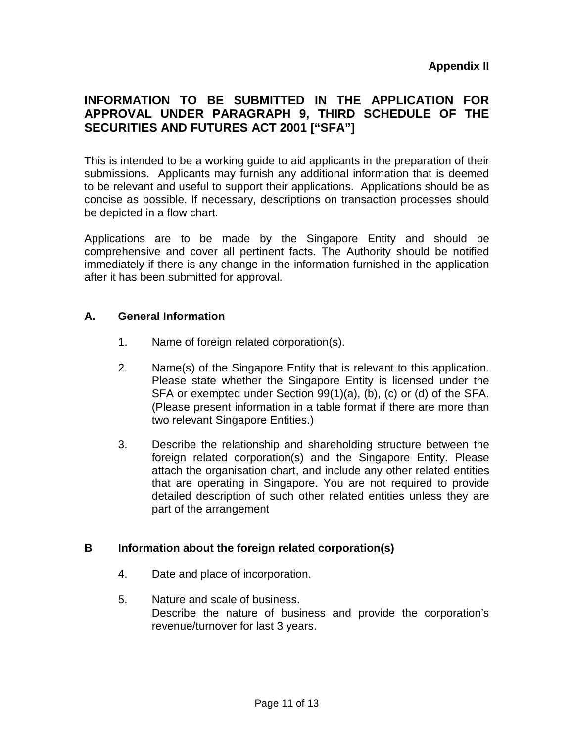**Appendix II**

## INFORMATION TO BE SUBMITTED IN THE APPLICATION FOR APPROVAL UNDER PARAGRAPH 9, THIRD SCHEDULE OF THE SECURITIES AND FUTURES ACT 2001 ["SFA"]

This is intended to be a working guide to aid applicants in the preparation of their submissions. Applicants may furnish any additional information that is deemed to be relevant and useful to support their applications. Applications should be as concise as possible. If necessary, descriptions on transaction processes should be depicted in a flow chart.

Applications are to be made by the Singapore Entity and should be comprehensive and cover all pertinent facts. The Authority should be notified immediately if there is any change in the information furnished in the application after it has been submitted for approval.

### A. General Information

1. Name of foreign related corporation(s).

2. Name(s) of the Singapore Entity that is relevant to this application. Please state whether the Singapore Entity is licensed under the SFA or exempted under Section 99(1)(a), (b), (c) or (d) of the SFA. (Please present information in a table format if there are more than two relevant Singapore Entities.)

3. Describe the relationship and shareholding structure between the foreign related corporation(s) and the Singapore Entity. Please attach the organisation chart, and include any other related entities that are operating in Singapore. You are not required to provide detailed description of such other related entities unless they are part of the arrangement

### B Information about the foreign related corporation(s)

4. Date and place of incorporation.

5. Nature and scale of business.
   Describe the nature of business and provide the corporation's revenue/turnover for last 3 years.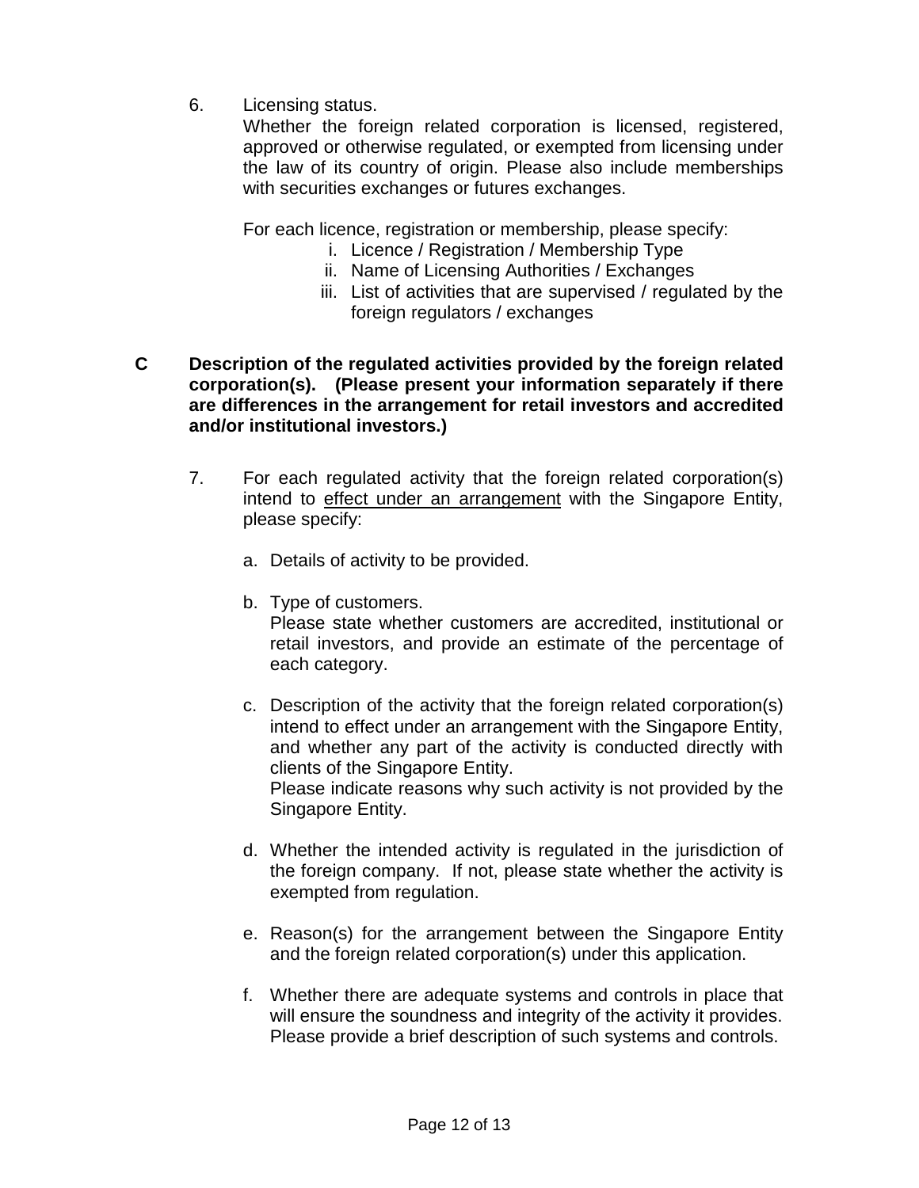6. Licensing status.
   Whether the foreign related corporation is licensed, registered, approved or otherwise regulated, or exempted from licensing under the law of its country of origin. Please also include memberships with securities exchanges or futures exchanges.

   For each licence, registration or membership, please specify:
   i. Licence / Registration / Membership Type
   ii. Name of Licensing Authorities / Exchanges
   iii. List of activities that are supervised / regulated by the foreign regulators / exchanges

**C Description of the regulated activities provided by the foreign related corporation(s). (Please present your information separately if there are differences in the arrangement for retail investors and accredited and/or institutional investors.)**

7. For each regulated activity that the foreign related corporation(s) intend to <u>effect under an arrangement</u> with the Singapore Entity, please specify:

   a. Details of activity to be provided.

   b. Type of customers.
      Please state whether customers are accredited, institutional or retail investors, and provide an estimate of the percentage of each category.

   c. Description of the activity that the foreign related corporation(s) intend to effect under an arrangement with the Singapore Entity, and whether any part of the activity is conducted directly with clients of the Singapore Entity.
      Please indicate reasons why such activity is not provided by the Singapore Entity.

   d. Whether the intended activity is regulated in the jurisdiction of the foreign company. If not, please state whether the activity is exempted from regulation.

   e. Reason(s) for the arrangement between the Singapore Entity and the foreign related corporation(s) under this application.

   f. Whether there are adequate systems and controls in place that will ensure the soundness and integrity of the activity it provides. Please provide a brief description of such systems and controls.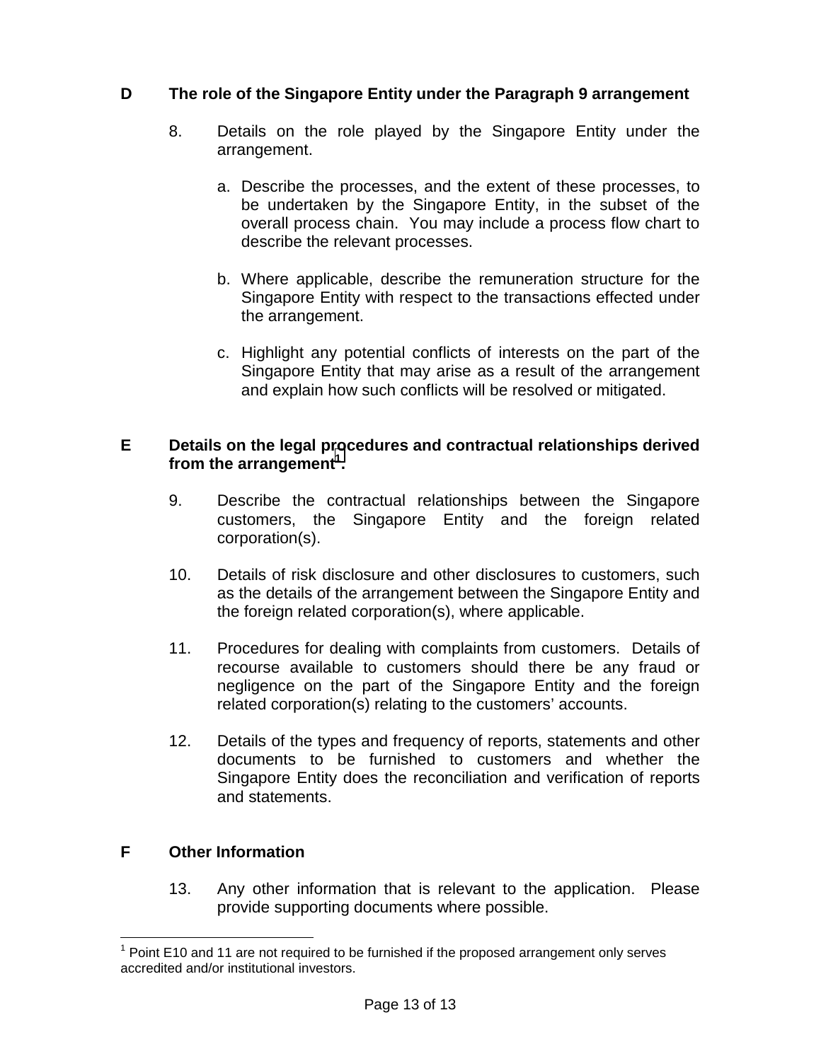## D The role of the Singapore Entity under the Paragraph 9 arrangement

8. Details on the role played by the Singapore Entity under the arrangement.

   a. Describe the processes, and the extent of these processes, to be undertaken by the Singapore Entity, in the subset of the overall process chain. You may include a process flow chart to describe the relevant processes.

   b. Where applicable, describe the remuneration structure for the Singapore Entity with respect to the transactions effected under the arrangement.

   c. Highlight any potential conflicts of interests on the part of the Singapore Entity that may arise as a result of the arrangement and explain how such conflicts will be resolved or mitigated.

## E Details on the legal procedures and contractual relationships derived from the arrangement[1].

9. Describe the contractual relationships between the Singapore customers, the Singapore Entity and the foreign related corporation(s).

10. Details of risk disclosure and other disclosures to customers, such as the details of the arrangement between the Singapore Entity and the foreign related corporation(s), where applicable.

11. Procedures for dealing with complaints from customers. Details of recourse available to customers should there be any fraud or negligence on the part of the Singapore Entity and the foreign related corporation(s) relating to the customers' accounts.

12. Details of the types and frequency of reports, statements and other documents to be furnished to customers and whether the Singapore Entity does the reconciliation and verification of reports and statements.

## F Other Information

13. Any other information that is relevant to the application. Please provide supporting documents where possible.

---

[1] Point E10 and 11 are not required to be furnished if the proposed arrangement only serves accredited and/or institutional investors.